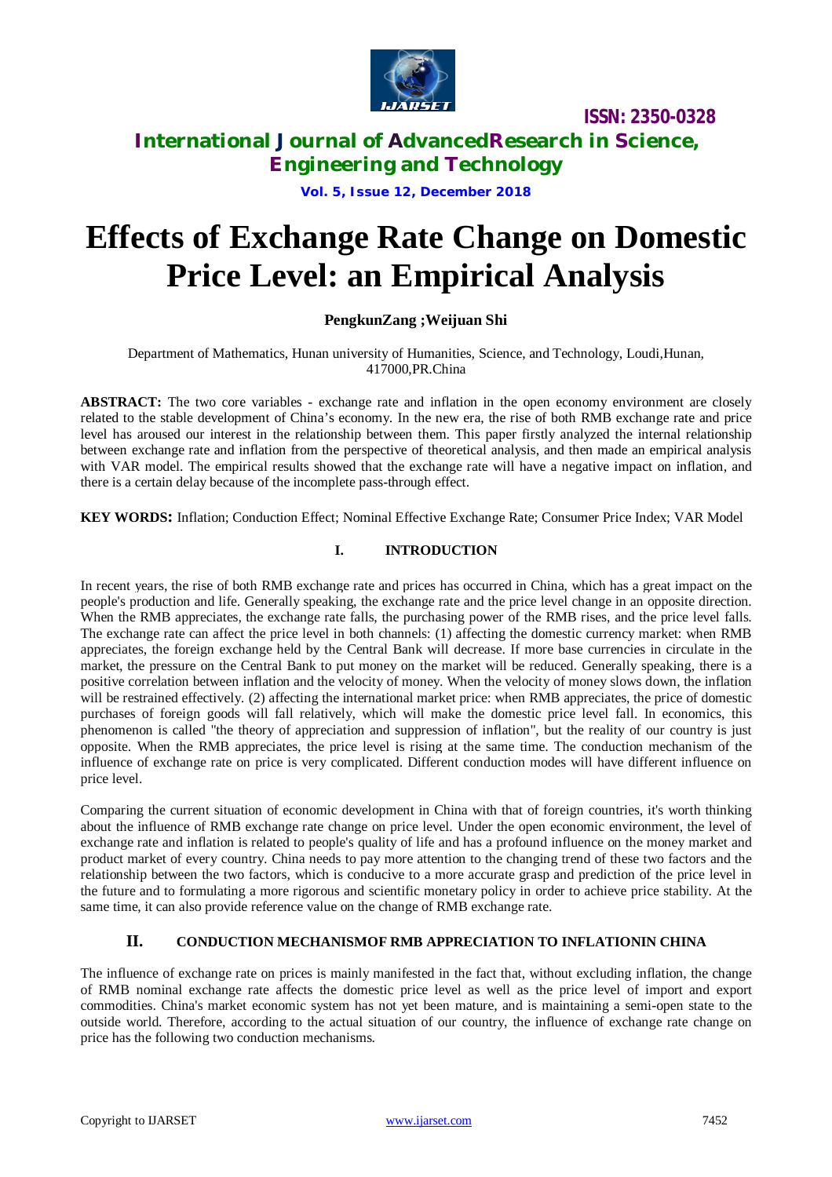# Effects of Exchange Rate Change on Domestic Price Level: an Empirical Analysis

**PengkunZang ;Weijuan Shi**

Department of Mathematics, Hunan university of Humanities, Science, and Technology, Loudi,Hunan, 417000,PR.China

**ABSTRACT:** The two core variables - exchange rate and inflation in the open economy environment are closely related to the stable development of China's economy. In the new era, the rise of both RMB exchange rate and price level has aroused our interest in the relationship between them. This paper firstly analyzed the internal relationship between exchange rate and inflation from the perspective of theoretical analysis, and then made an empirical analysis with VAR model. The empirical results showed that the exchange rate will have a negative impact on inflation, and there is a certain delay because of the incomplete pass-through effect.

**KEY WORDS:** Inflation; Conduction Effect; Nominal Effective Exchange Rate; Consumer Price Index; VAR Model

## I. INTRODUCTION

In recent years, the rise of both RMB exchange rate and prices has occurred in China, which has a great impact on the people's production and life. Generally speaking, the exchange rate and the price level change in an opposite direction. When the RMB appreciates, the exchange rate falls, the purchasing power of the RMB rises, and the price level falls. The exchange rate can affect the price level in both channels: (1) affecting the domestic currency market: when RMB appreciates, the foreign exchange held by the Central Bank will decrease. If more base currencies in circulate in the market, the pressure on the Central Bank to put money on the market will be reduced. Generally speaking, there is a positive correlation between inflation and the velocity of money. When the velocity of money slows down, the inflation will be restrained effectively. (2) affecting the international market price: when RMB appreciates, the price of domestic purchases of foreign goods will fall relatively, which will make the domestic price level fall. In economics, this phenomenon is called "the theory of appreciation and suppression of inflation", but the reality of our country is just opposite. When the RMB appreciates, the price level is rising at the same time. The conduction mechanism of the influence of exchange rate on price is very complicated. Different conduction modes will have different influence on price level.

Comparing the current situation of economic development in China with that of foreign countries, it's worth thinking about the influence of RMB exchange rate change on price level. Under the open economic environment, the level of exchange rate and inflation is related to people's quality of life and has a profound influence on the money market and product market of every country. China needs to pay more attention to the changing trend of these two factors and the relationship between the two factors, which is conducive to a more accurate grasp and prediction of the price level in the future and to formulating a more rigorous and scientific monetary policy in order to achieve price stability. At the same time, it can also provide reference value on the change of RMB exchange rate.

## II. CONDUCTION MECHANISMOF RMB APPRECIATION TO INFLATIONIN CHINA

The influence of exchange rate on prices is mainly manifested in the fact that, without excluding inflation, the change of RMB nominal exchange rate affects the domestic price level as well as the price level of import and export commodities. China's market economic system has not yet been mature, and is maintaining a semi-open state to the outside world. Therefore, according to the actual situation of our country, the influence of exchange rate change on price has the following two conduction mechanisms.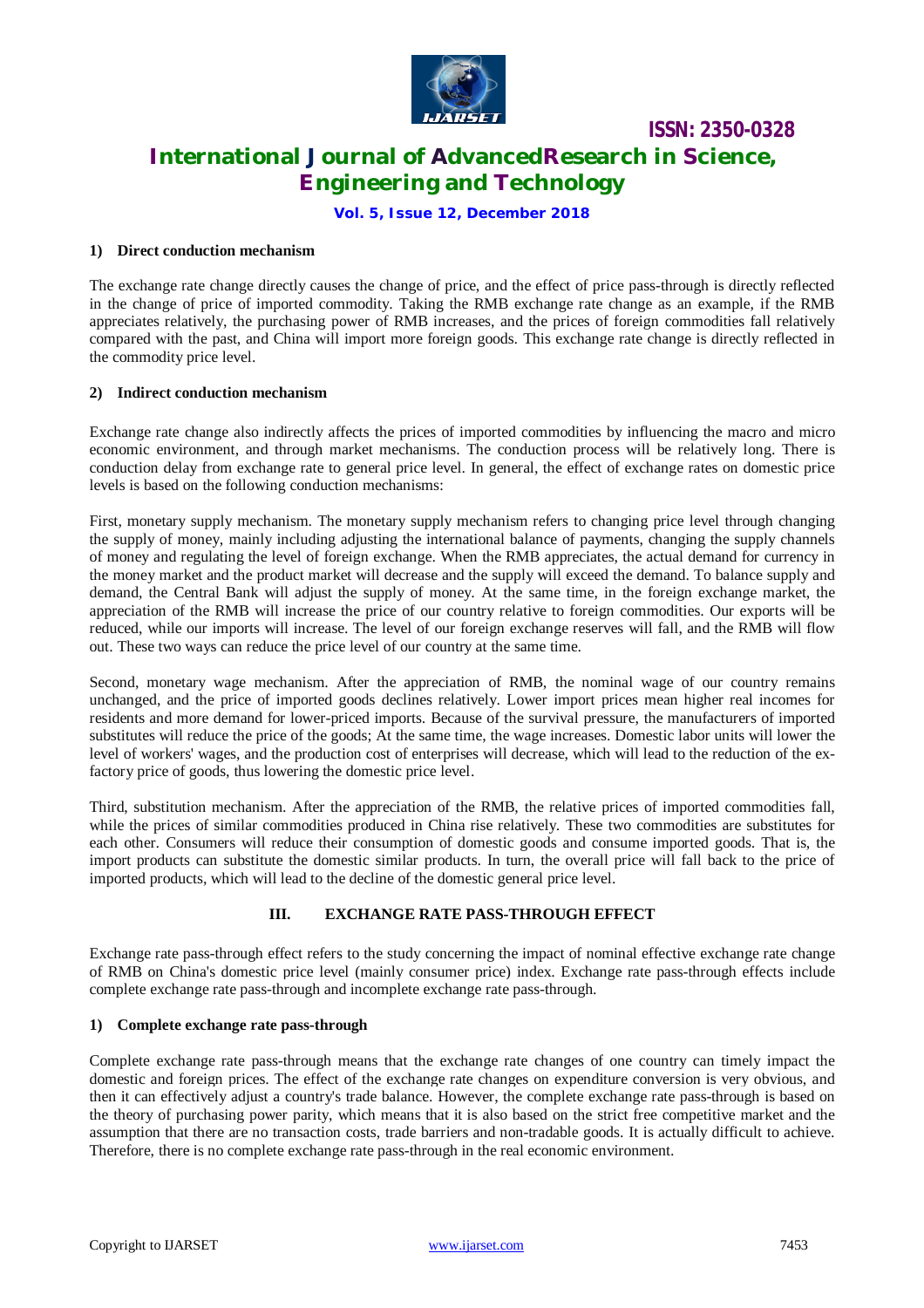### 1) Direct conduction mechanism

The exchange rate change directly causes the change of price, and the effect of price pass-through is directly reflected in the change of price of imported commodity. Taking the RMB exchange rate change as an example, if the RMB appreciates relatively, the purchasing power of RMB increases, and the prices of foreign commodities fall relatively compared with the past, and China will import more foreign goods. This exchange rate change is directly reflected in the commodity price level.

### 2) Indirect conduction mechanism

Exchange rate change also indirectly affects the prices of imported commodities by influencing the macro and micro economic environment, and through market mechanisms. The conduction process will be relatively long. There is conduction delay from exchange rate to general price level. In general, the effect of exchange rates on domestic price levels is based on the following conduction mechanisms:

First, monetary supply mechanism. The monetary supply mechanism refers to changing price level through changing the supply of money, mainly including adjusting the international balance of payments, changing the supply channels of money and regulating the level of foreign exchange. When the RMB appreciates, the actual demand for currency in the money market and the product market will decrease and the supply will exceed the demand. To balance supply and demand, the Central Bank will adjust the supply of money. At the same time, in the foreign exchange market, the appreciation of the RMB will increase the price of our country relative to foreign commodities. Our exports will be reduced, while our imports will increase. The level of our foreign exchange reserves will fall, and the RMB will flow out. These two ways can reduce the price level of our country at the same time.

Second, monetary wage mechanism. After the appreciation of RMB, the nominal wage of our country remains unchanged, and the price of imported goods declines relatively. Lower import prices mean higher real incomes for residents and more demand for lower-priced imports. Because of the survival pressure, the manufacturers of imported substitutes will reduce the price of the goods; At the same time, the wage increases. Domestic labor units will lower the level of workers' wages, and the production cost of enterprises will decrease, which will lead to the reduction of the ex-factory price of goods, thus lowering the domestic price level.

Third, substitution mechanism. After the appreciation of the RMB, the relative prices of imported commodities fall, while the prices of similar commodities produced in China rise relatively. These two commodities are substitutes for each other. Consumers will reduce their consumption of domestic goods and consume imported goods. That is, the import products can substitute the domestic similar products. In turn, the overall price will fall back to the price of imported products, which will lead to the decline of the domestic general price level.

## III. EXCHANGE RATE PASS-THROUGH EFFECT

Exchange rate pass-through effect refers to the study concerning the impact of nominal effective exchange rate change of RMB on China's domestic price level (mainly consumer price) index. Exchange rate pass-through effects include complete exchange rate pass-through and incomplete exchange rate pass-through.

### 1) Complete exchange rate pass-through

Complete exchange rate pass-through means that the exchange rate changes of one country can timely impact the domestic and foreign prices. The effect of the exchange rate changes on expenditure conversion is very obvious, and then it can effectively adjust a country's trade balance. However, the complete exchange rate pass-through is based on the theory of purchasing power parity, which means that it is also based on the strict free competitive market and the assumption that there are no transaction costs, trade barriers and non-tradable goods. It is actually difficult to achieve. Therefore, there is no complete exchange rate pass-through in the real economic environment.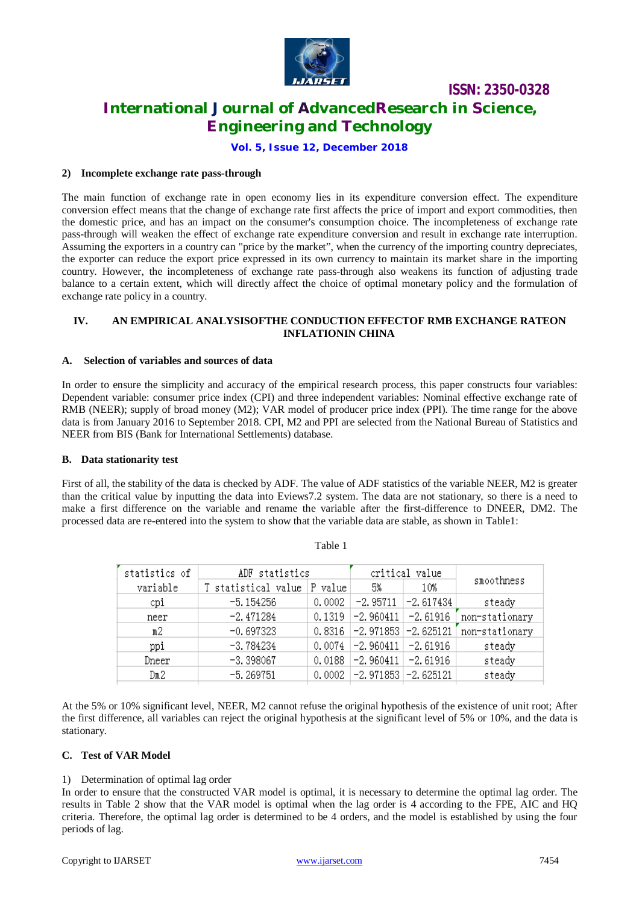#### 2) Incomplete exchange rate pass-through

The main function of exchange rate in open economy lies in its expenditure conversion effect. The expenditure conversion effect means that the change of exchange rate first affects the price of import and export commodities, then the domestic price, and has an impact on the consumer's consumption choice. The incompleteness of exchange rate pass-through will weaken the effect of exchange rate expenditure conversion and result in exchange rate interruption. Assuming the exporters in a country can "price by the market", when the currency of the importing country depreciates, the exporter can reduce the export price expressed in its own currency to maintain its market share in the importing country. However, the incompleteness of exchange rate pass-through also weakens its function of adjusting trade balance to a certain extent, which will directly affect the choice of optimal monetary policy and the formulation of exchange rate policy in a country.

## IV. AN EMPIRICAL ANALYSISOFTHE CONDUCTION EFFECTOF RMB EXCHANGE RATEON INFLATIONIN CHINA

### A. Selection of variables and sources of data

In order to ensure the simplicity and accuracy of the empirical research process, this paper constructs four variables: Dependent variable: consumer price index (CPI) and three independent variables: Nominal effective exchange rate of RMB (NEER); supply of broad money (M2); VAR model of producer price index (PPI). The time range for the above data is from January 2016 to September 2018. CPI, M2 and PPI are selected from the National Bureau of Statistics and NEER from BIS (Bank for International Settlements) database.

### B. Data stationarity test

First of all, the stability of the data is checked by ADF. The value of ADF statistics of the variable NEER, M2 is greater than the critical value by inputting the data into Eviews7.2 system. The data are not stationary, so there is a need to make a first difference on the variable and rename the variable after the first-difference to DNEER, DM2. The processed data are re-entered into the system to show that the variable data are stable, as shown in Table1:

Table 1

| statistics of variable | ADF statistics | | critical value | | smoothness |
|---|---|---|---|---|---|
| | T statistical value | P value | 5% | 10% | |
| cpi | -5.154256 | 0.0002 | -2.95711 | -2.617434 | steady |
| neer | -2.471284 | 0.1319 | -2.960411 | -2.61916 | non-stationary |
| m2 | -0.697323 | 0.8316 | -2.971853 | -2.625121 | non-stationary |
| ppi | -3.784234 | 0.0074 | -2.960411 | -2.61916 | steady |
| Dneer | -3.398067 | 0.0188 | -2.960411 | -2.61916 | steady |
| Dm2 | -5.269751 | 0.0002 | -2.971853 | -2.625121 | steady |

At the 5% or 10% significant level, NEER, M2 cannot refuse the original hypothesis of the existence of unit root; After the first difference, all variables can reject the original hypothesis at the significant level of 5% or 10%, and the data is stationary.

### C. Test of VAR Model

1) Determination of optimal lag order

In order to ensure that the constructed VAR model is optimal, it is necessary to determine the optimal lag order. The results in Table 2 show that the VAR model is optimal when the lag order is 4 according to the FPE, AIC and HQ criteria. Therefore, the optimal lag order is determined to be 4 orders, and the model is established by using the four periods of lag.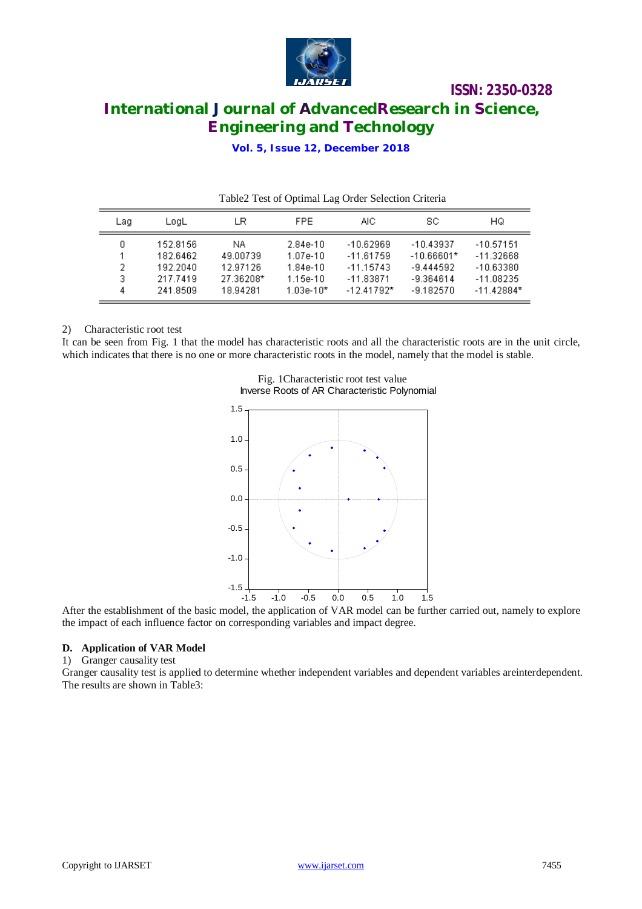Table2 Test of Optimal Lag Order Selection Criteria

| Lag | LogL | LR | FPE | AIC | SC | HQ |
|---|---|---|---|---|---|---|
| 0 | 152.8156 | NA | 2.84e-10 | -10.62969 | -10.43937 | -10.57151 |
| 1 | 182.6462 | 49.00739 | 1.07e-10 | -11.61759 | -10.66601* | -11.32668 |
| 2 | 192.2040 | 12.97126 | 1.84e-10 | -11.15743 | -9.444592 | -10.63380 |
| 3 | 217.7419 | 27.36208* | 1.15e-10 | -11.83871 | -9.364614 | -11.08235 |
| 4 | 241.8509 | 18.94281 | 1.03e-10* | -12.41792* | -9.182570 | -11.42884* |

2) Characteristic root test

It can be seen from Fig. 1 that the model has characteristic roots and all the characteristic roots are in the unit circle, which indicates that there is no one or more characteristic roots in the model, namely that the model is stable.

Fig. 1Characteristic root test value

Inverse Roots of AR Characteristic Polynomial

After the establishment of the basic model, the application of VAR model can be further carried out, namely to explore the impact of each influence factor on corresponding variables and impact degree.

### D. Application of VAR Model

1) Granger causality test

Granger causality test is applied to determine whether independent variables and dependent variables areinterdependent. The results are shown in Table3: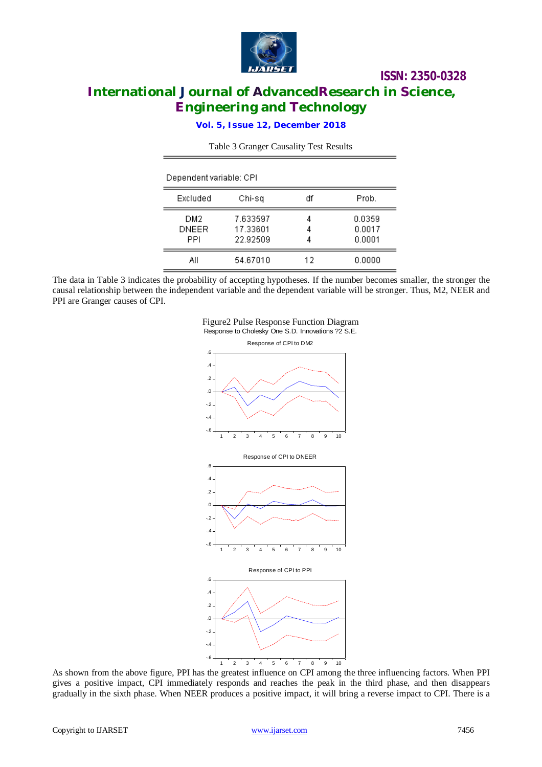Table 3 Granger Causality Test Results

Dependent variable: CPI

| Excluded | Chi-sq | df | Prob. |
|---|---|---|---|
| DM2 | 7.633597 | 4 | 0.0359 |
| DNEER | 17.33601 | 4 | 0.0017 |
| PPI | 22.92509 | 4 | 0.0001 |
| All | 54.67010 | 12 | 0.0000 |

The data in Table 3 indicates the probability of accepting hypotheses. If the number becomes smaller, the stronger the causal relationship between the independent variable and the dependent variable will be stronger. Thus, M2, NEER and PPI are Granger causes of CPI.

Figure2 Pulse Response Function Diagram

As shown from the above figure, PPI has the greatest influence on CPI among the three influencing factors. When PPI gives a positive impact, CPI immediately responds and reaches the peak in the third phase, and then disappears gradually in the sixth phase. When NEER produces a positive impact, it will bring a reverse impact to CPI. There is a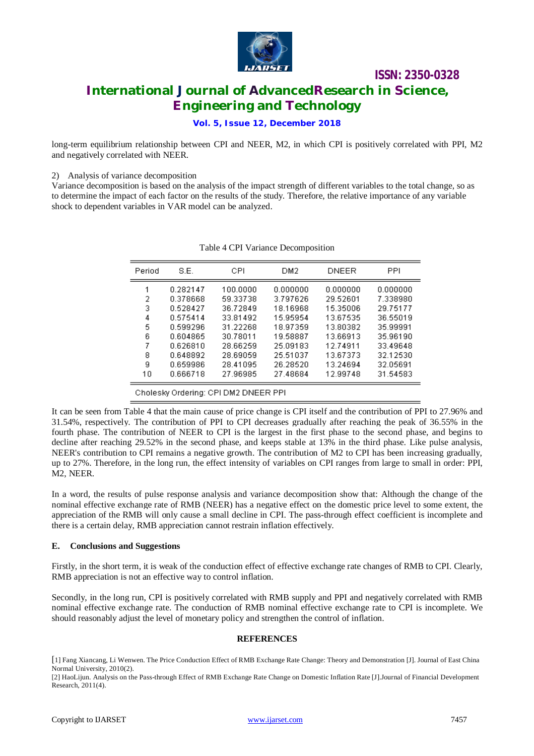long-term equilibrium relationship between CPI and NEER, M2, in which CPI is positively correlated with PPI, M2 and negatively correlated with NEER.

2) Analysis of variance decomposition

Variance decomposition is based on the analysis of the impact strength of different variables to the total change, so as to determine the impact of each factor on the results of the study. Therefore, the relative importance of any variable shock to dependent variables in VAR model can be analyzed.

Table 4 CPI Variance Decomposition

| Period | S.E. | CPI | DM2 | DNEER | PPI |
|---|---|---|---|---|---|
| 1 | 0.282147 | 100.0000 | 0.000000 | 0.000000 | 0.000000 |
| 2 | 0.378668 | 59.33738 | 3.797626 | 29.52601 | 7.338980 |
| 3 | 0.528427 | 36.72849 | 18.16968 | 15.35006 | 29.75177 |
| 4 | 0.575414 | 33.81492 | 15.95954 | 13.67535 | 36.55019 |
| 5 | 0.599296 | 31.22268 | 18.97359 | 13.80382 | 35.99991 |
| 6 | 0.604865 | 30.78011 | 19.58887 | 13.66913 | 35.96190 |
| 7 | 0.626810 | 28.66259 | 25.09183 | 12.74911 | 33.49648 |
| 8 | 0.648892 | 28.69059 | 25.51037 | 13.67373 | 32.12530 |
| 9 | 0.659986 | 28.41095 | 26.28520 | 13.24694 | 32.05691 |
| 10 | 0.666718 | 27.96985 | 27.48684 | 12.99748 | 31.54583 |

Cholesky Ordering: CPI DM2 DNEER PPI

It can be seen from Table 4 that the main cause of price change is CPI itself and the contribution of PPI to 27.96% and 31.54%, respectively. The contribution of PPI to CPI decreases gradually after reaching the peak of 36.55% in the fourth phase. The contribution of NEER to CPI is the largest in the first phase to the second phase, and begins to decline after reaching 29.52% in the second phase, and keeps stable at 13% in the third phase. Like pulse analysis, NEER's contribution to CPI remains a negative growth. The contribution of M2 to CPI has been increasing gradually, up to 27%. Therefore, in the long run, the effect intensity of variables on CPI ranges from large to small in order: PPI, M2, NEER.

In a word, the results of pulse response analysis and variance decomposition show that: Although the change of the nominal effective exchange rate of RMB (NEER) has a negative effect on the domestic price level to some extent, the appreciation of the RMB will only cause a small decline in CPI. The pass-through effect coefficient is incomplete and there is a certain delay, RMB appreciation cannot restrain inflation effectively.

### E. Conclusions and Suggestions

Firstly, in the short term, it is weak of the conduction effect of effective exchange rate changes of RMB to CPI. Clearly, RMB appreciation is not an effective way to control inflation.

Secondly, in the long run, CPI is positively correlated with RMB supply and PPI and negatively correlated with RMB nominal effective exchange rate. The conduction of RMB nominal effective exchange rate to CPI is incomplete. We should reasonably adjust the level of monetary policy and strengthen the control of inflation.

## REFERENCES

[1] Fang Xiancang, Li Wenwen. The Price Conduction Effect of RMB Exchange Rate Change: Theory and Demonstration [J]. Journal of East China Normal University, 2010(2).

[2] HaoLijun. Analysis on the Pass-through Effect of RMB Exchange Rate Change on Domestic Inflation Rate [J].Journal of Financial Development Research, 2011(4).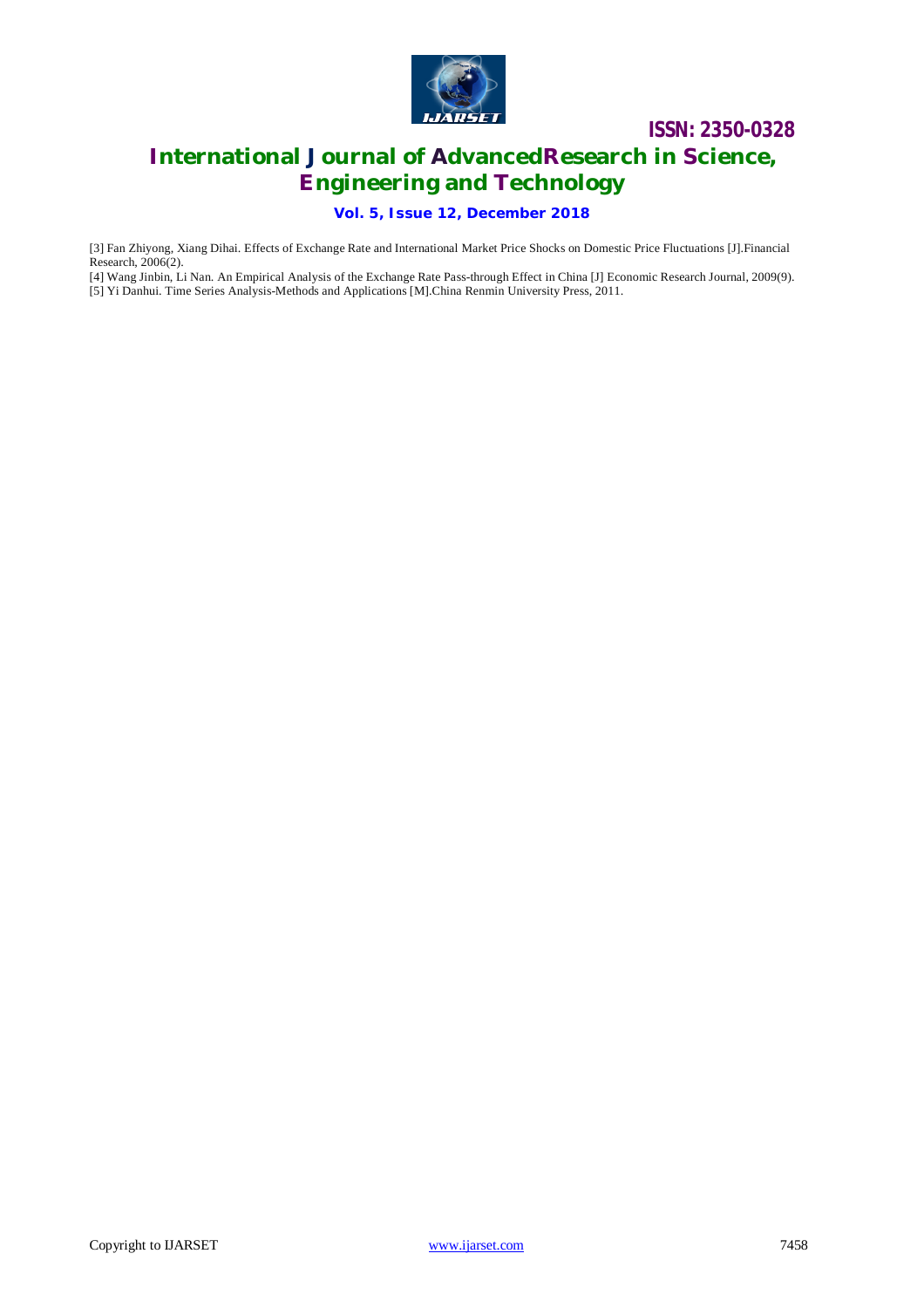[3] Fan Zhiyong, Xiang Dihai. Effects of Exchange Rate and International Market Price Shocks on Domestic Price Fluctuations [J].Financial Research, 2006(2).

[4] Wang Jinbin, Li Nan. An Empirical Analysis of the Exchange Rate Pass-through Effect in China [J] Economic Research Journal, 2009(9).

[5] Yi Danhui. Time Series Analysis-Methods and Applications [M].China Renmin University Press, 2011.